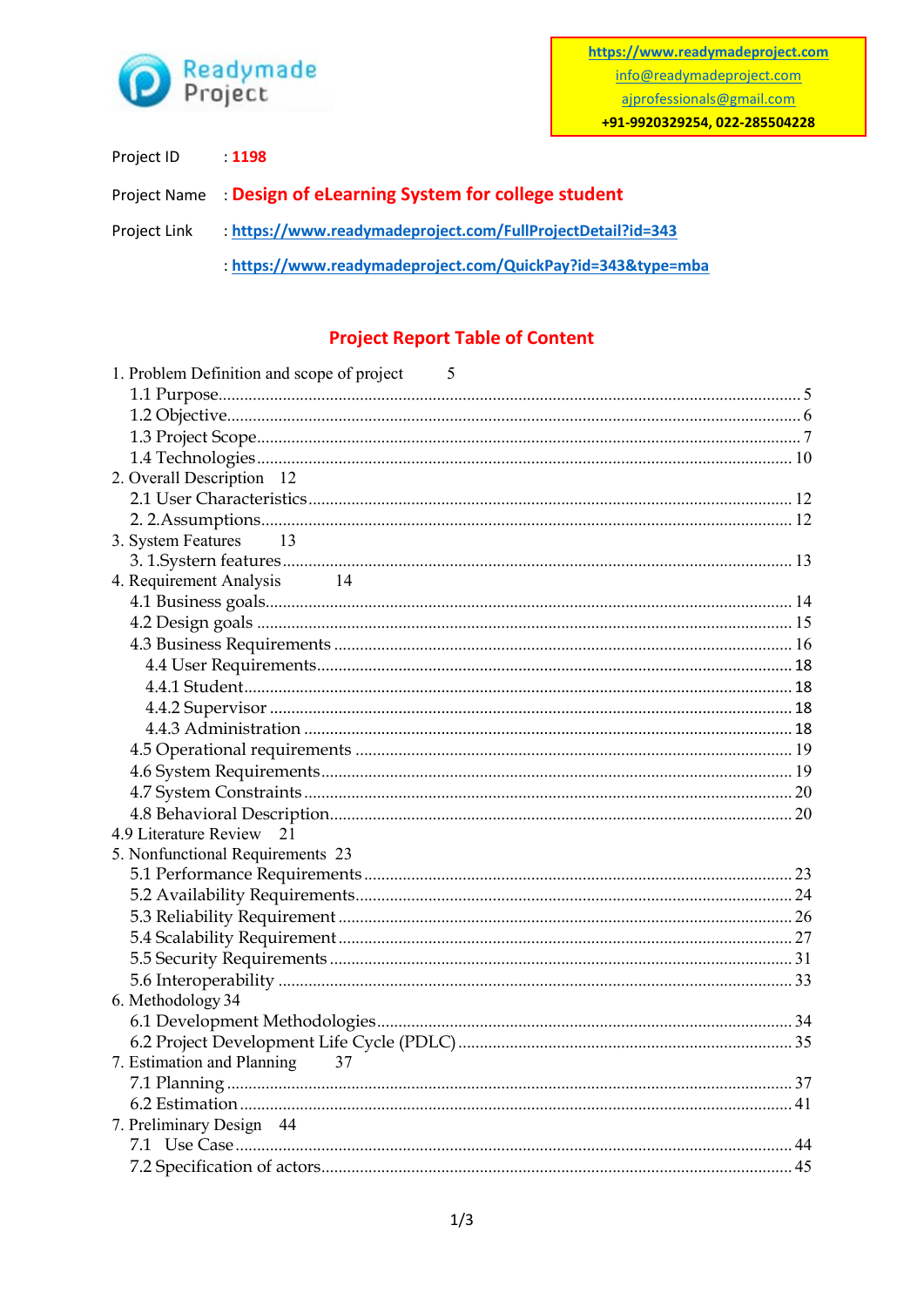Readymade Project

https://www.readymadeproject.com
info@readymadeproject.com
ajprofessionals@gmail.com
+91-9920329254, 022-285504228

Project ID : **1198**

Project Name : **Design of eLearning System for college student**

Project Link : https://www.readymadeproject.com/FullProjectDetail?id=343

: https://www.readymadeproject.com/QuickPay?id=343&type=mba

## Project Report Table of Content

1. Problem Definition and scope of project 5
   - 1.1 Purpose.......... 5
   - 1.2 Objective.......... 6
   - 1.3 Project Scope.......... 7
   - 1.4 Technologies.......... 10
2. Overall Description 12
   - 2.1 User Characteristics.......... 12
   - 2. 2.Assumptions.......... 12
3. System Features 13
   - 3. 1.System features.......... 13
4. Requirement Analysis 14
   - 4.1 Business goals.......... 14
   - 4.2 Design goals.......... 15
   - 4.3 Business Requirements.......... 16
     - 4.4 User Requirements.......... 18
     - 4.4.1 Student.......... 18
     - 4.4.2 Supervisor.......... 18
     - 4.4.3 Administration.......... 18
   - 4.5 Operational requirements.......... 19
   - 4.6 System Requirements.......... 19
   - 4.7 System Constraints.......... 20
   - 4.8 Behavioral Description.......... 20

4.9 Literature Review 21

5. Nonfunctional Requirements 23
   - 5.1 Performance Requirements.......... 23
   - 5.2 Availability Requirements.......... 24
   - 5.3 Reliability Requirement.......... 26
   - 5.4 Scalability Requirement.......... 27
   - 5.5 Security Requirements.......... 31
   - 5.6 Interoperability.......... 33
6. Methodology 34
   - 6.1 Development Methodologies.......... 34
   - 6.2 Project Development Life Cycle (PDLC).......... 35
7. Estimation and Planning 37
   - 7.1 Planning.......... 37
   - 6.2 Estimation.......... 41
7. Preliminary Design 44
   - 7.1 Use Case.......... 44
   - 7.2 Specification of actors.......... 45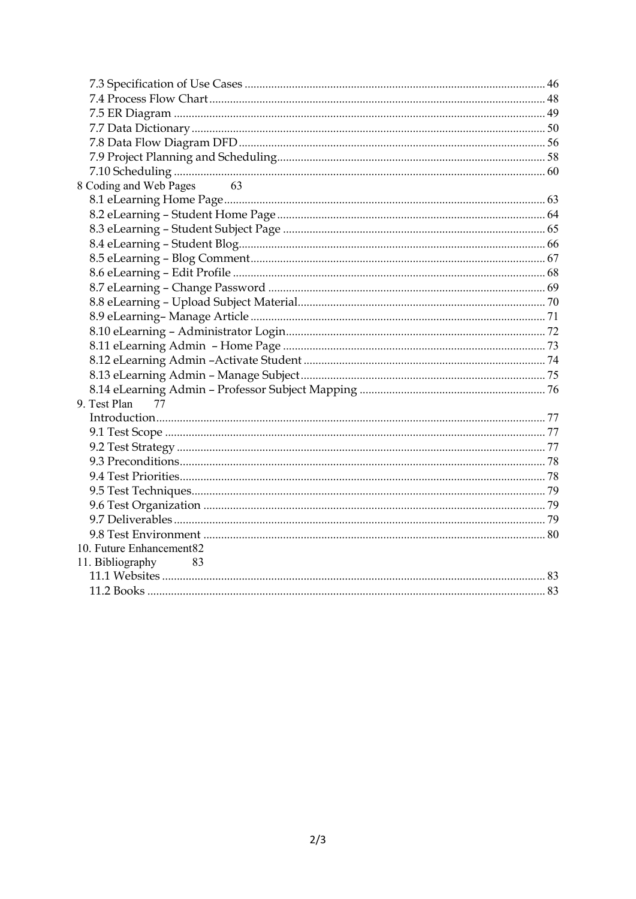7.3 Specification of Use Cases ........................................................................................................ 46
7.4 Process Flow Chart ........................................................................................................ 48
7.5 ER Diagram ........................................................................................................ 49
7.7 Data Dictionary ........................................................................................................ 50
7.8 Data Flow Diagram DFD ........................................................................................................ 56
7.9 Project Planning and Scheduling ........................................................................................................ 58
7.10 Scheduling ........................................................................................................ 60

8 Coding and Web Pages 63

8.1 eLearning Home Page ........................................................................................................ 63
8.2 eLearning – Student Home Page ........................................................................................................ 64
8.3 eLearning – Student Subject Page ........................................................................................................ 65
8.4 eLearning – Student Blog ........................................................................................................ 66
8.5 eLearning – Blog Comment ........................................................................................................ 67
8.6 eLearning – Edit Profile ........................................................................................................ 68
8.7 eLearning – Change Password ........................................................................................................ 69
8.8 eLearning – Upload Subject Material ........................................................................................................ 70
8.9 eLearning– Manage Article ........................................................................................................ 71
8.10 eLearning – Administrator Login ........................................................................................................ 72
8.11 eLearning Admin – Home Page ........................................................................................................ 73
8.12 eLearning Admin –Activate Student ........................................................................................................ 74
8.13 eLearning Admin – Manage Subject ........................................................................................................ 75
8.14 eLearning Admin – Professor Subject Mapping ........................................................................................................ 76

9. Test Plan 77

Introduction ........................................................................................................ 77
9.1 Test Scope ........................................................................................................ 77
9.2 Test Strategy ........................................................................................................ 77
9.3 Preconditions ........................................................................................................ 78
9.4 Test Priorities ........................................................................................................ 78
9.5 Test Techniques ........................................................................................................ 79
9.6 Test Organization ........................................................................................................ 79
9.7 Deliverables ........................................................................................................ 79
9.8 Test Environment ........................................................................................................ 80

10. Future Enhancement82

11. Bibliography 83

11.1 Websites ........................................................................................................ 83
11.2 Books ........................................................................................................ 83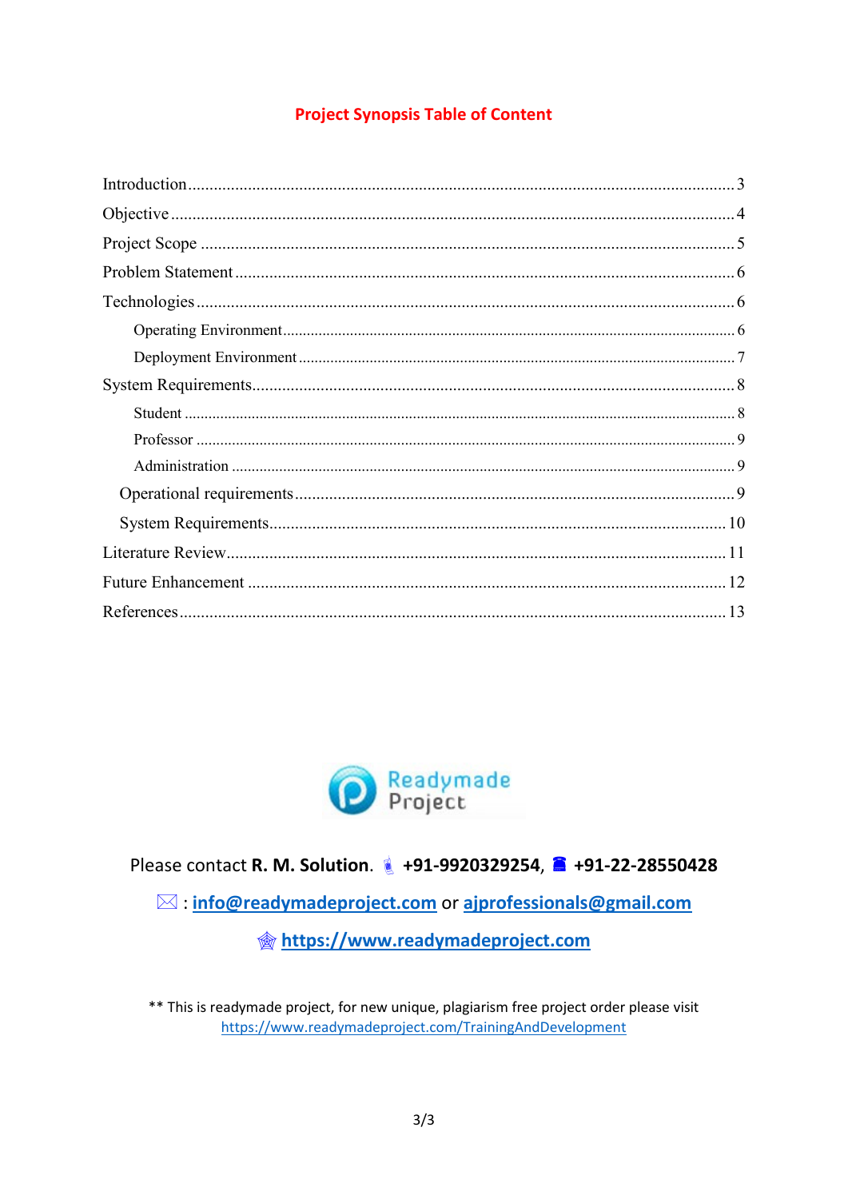## Project Synopsis Table of Content

Introduction .......... 3

Objective .......... 4

Project Scope .......... 5

Problem Statement .......... 6

Technologies .......... 6

- Operating Environment .......... 6
- Deployment Environment .......... 7

System Requirements .......... 8

- Student .......... 8
- Professor .......... 9
- Administration .......... 9

Operational requirements .......... 9

System Requirements .......... 10

Literature Review .......... 11

Future Enhancement .......... 12

References .......... 13

Readymade Project

Please contact **R. M. Solution**. **+91-9920329254**, **+91-22-28550428**

: **info@readymadeproject.com** or **ajprofessionals@gmail.com**

**https://www.readymadeproject.com**

** This is readymade project, for new unique, plagiarism free project order please visit https://www.readymadeproject.com/TrainingAndDevelopment